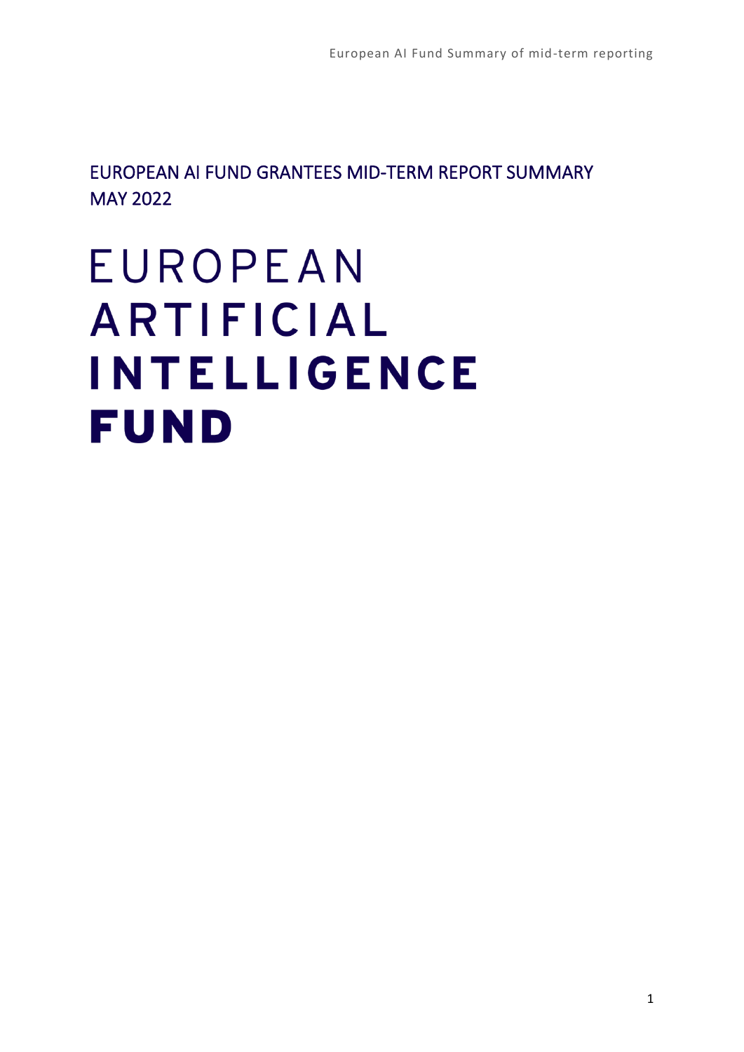# EUROPEAN AI FUND GRANTEES MID-TERM REPORT SUMMARY
# MAY 2022

EUROPEAN
ARTIFICIAL
**INTELLIGENCE**
**FUND**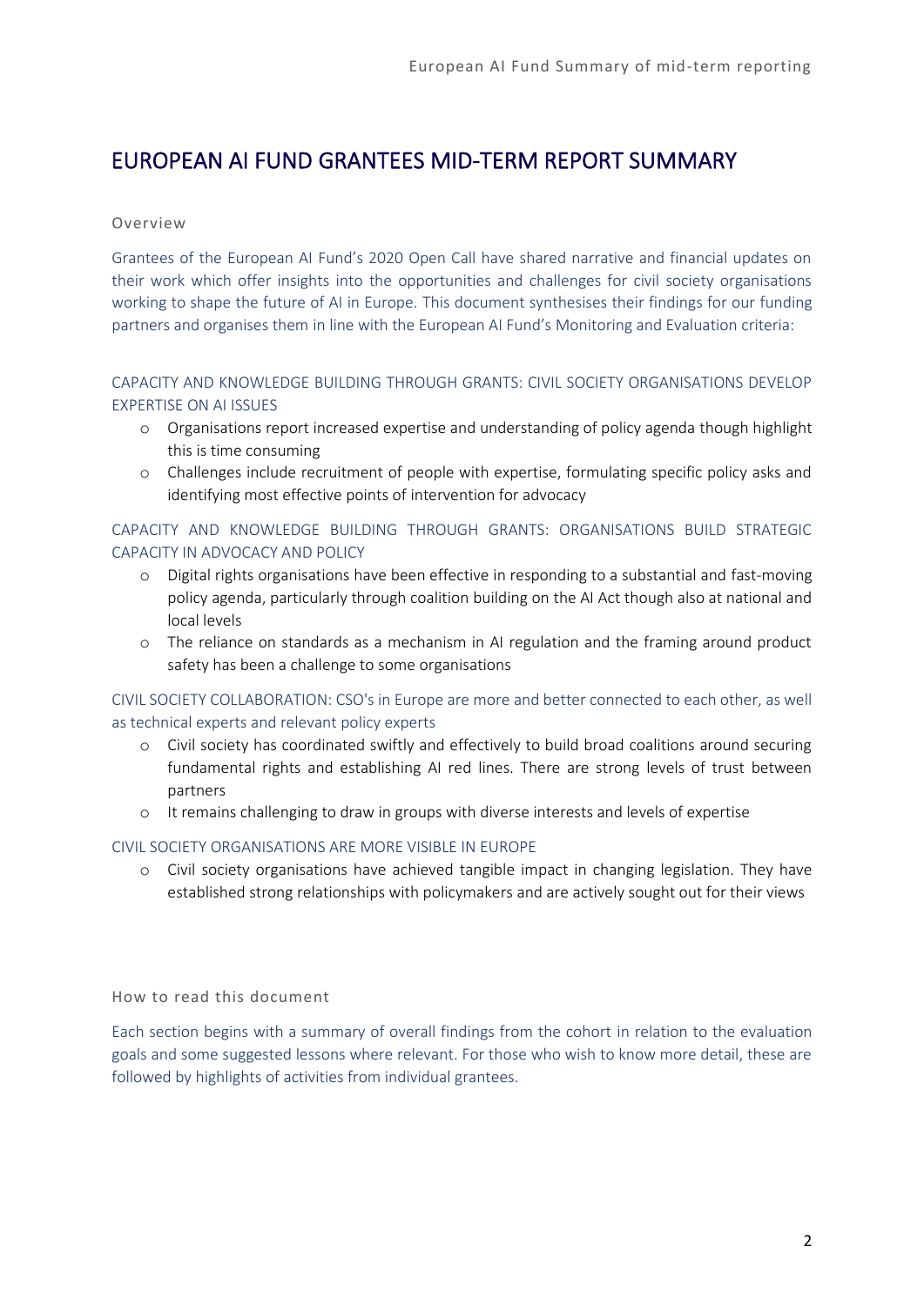# EUROPEAN AI FUND GRANTEES MID-TERM REPORT SUMMARY

## Overview

Grantees of the European AI Fund's 2020 Open Call have shared narrative and financial updates on their work which offer insights into the opportunities and challenges for civil society organisations working to shape the future of AI in Europe. This document synthesises their findings for our funding partners and organises them in line with the European AI Fund's Monitoring and Evaluation criteria:

### CAPACITY AND KNOWLEDGE BUILDING THROUGH GRANTS: CIVIL SOCIETY ORGANISATIONS DEVELOP EXPERTISE ON AI ISSUES

- Organisations report increased expertise and understanding of policy agenda though highlight this is time consuming
- Challenges include recruitment of people with expertise, formulating specific policy asks and identifying most effective points of intervention for advocacy

### CAPACITY AND KNOWLEDGE BUILDING THROUGH GRANTS: ORGANISATIONS BUILD STRATEGIC CAPACITY IN ADVOCACY AND POLICY

- Digital rights organisations have been effective in responding to a substantial and fast-moving policy agenda, particularly through coalition building on the AI Act though also at national and local levels
- The reliance on standards as a mechanism in AI regulation and the framing around product safety has been a challenge to some organisations

### CIVIL SOCIETY COLLABORATION: CSO's in Europe are more and better connected to each other, as well as technical experts and relevant policy experts

- Civil society has coordinated swiftly and effectively to build broad coalitions around securing fundamental rights and establishing AI red lines. There are strong levels of trust between partners
- It remains challenging to draw in groups with diverse interests and levels of expertise

### CIVIL SOCIETY ORGANISATIONS ARE MORE VISIBLE IN EUROPE

- Civil society organisations have achieved tangible impact in changing legislation. They have established strong relationships with policymakers and are actively sought out for their views

## How to read this document

Each section begins with a summary of overall findings from the cohort in relation to the evaluation goals and some suggested lessons where relevant. For those who wish to know more detail, these are followed by highlights of activities from individual grantees.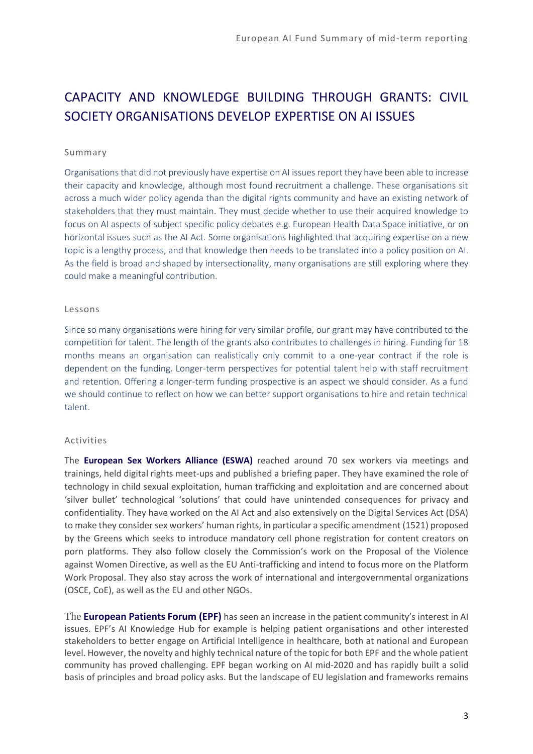## CAPACITY AND KNOWLEDGE BUILDING THROUGH GRANTS: CIVIL SOCIETY ORGANISATIONS DEVELOP EXPERTISE ON AI ISSUES

### Summary

Organisations that did not previously have expertise on AI issues report they have been able to increase their capacity and knowledge, although most found recruitment a challenge. These organisations sit across a much wider policy agenda than the digital rights community and have an existing network of stakeholders that they must maintain. They must decide whether to use their acquired knowledge to focus on AI aspects of subject specific policy debates e.g. European Health Data Space initiative, or on horizontal issues such as the AI Act. Some organisations highlighted that acquiring expertise on a new topic is a lengthy process, and that knowledge then needs to be translated into a policy position on AI. As the field is broad and shaped by intersectionality, many organisations are still exploring where they could make a meaningful contribution.

### Lessons

Since so many organisations were hiring for very similar profile, our grant may have contributed to the competition for talent. The length of the grants also contributes to challenges in hiring. Funding for 18 months means an organisation can realistically only commit to a one-year contract if the role is dependent on the funding. Longer-term perspectives for potential talent help with staff recruitment and retention. Offering a longer-term funding prospective is an aspect we should consider. As a fund we should continue to reflect on how we can better support organisations to hire and retain technical talent.

### Activities

The **European Sex Workers Alliance (ESWA)** reached around 70 sex workers via meetings and trainings, held digital rights meet-ups and published a briefing paper. They have examined the role of technology in child sexual exploitation, human trafficking and exploitation and are concerned about 'silver bullet' technological 'solutions' that could have unintended consequences for privacy and confidentiality. They have worked on the AI Act and also extensively on the Digital Services Act (DSA) to make they consider sex workers' human rights, in particular a specific amendment (1521) proposed by the Greens which seeks to introduce mandatory cell phone registration for content creators on porn platforms. They also follow closely the Commission's work on the Proposal of the Violence against Women Directive, as well as the EU Anti-trafficking and intend to focus more on the Platform Work Proposal. They also stay across the work of international and intergovernmental organizations (OSCE, CoE), as well as the EU and other NGOs.

The **European Patients Forum (EPF)** has seen an increase in the patient community's interest in AI issues. EPF's AI Knowledge Hub for example is helping patient organisations and other interested stakeholders to better engage on Artificial Intelligence in healthcare, both at national and European level. However, the novelty and highly technical nature of the topic for both EPF and the whole patient community has proved challenging. EPF began working on AI mid-2020 and has rapidly built a solid basis of principles and broad policy asks. But the landscape of EU legislation and frameworks remains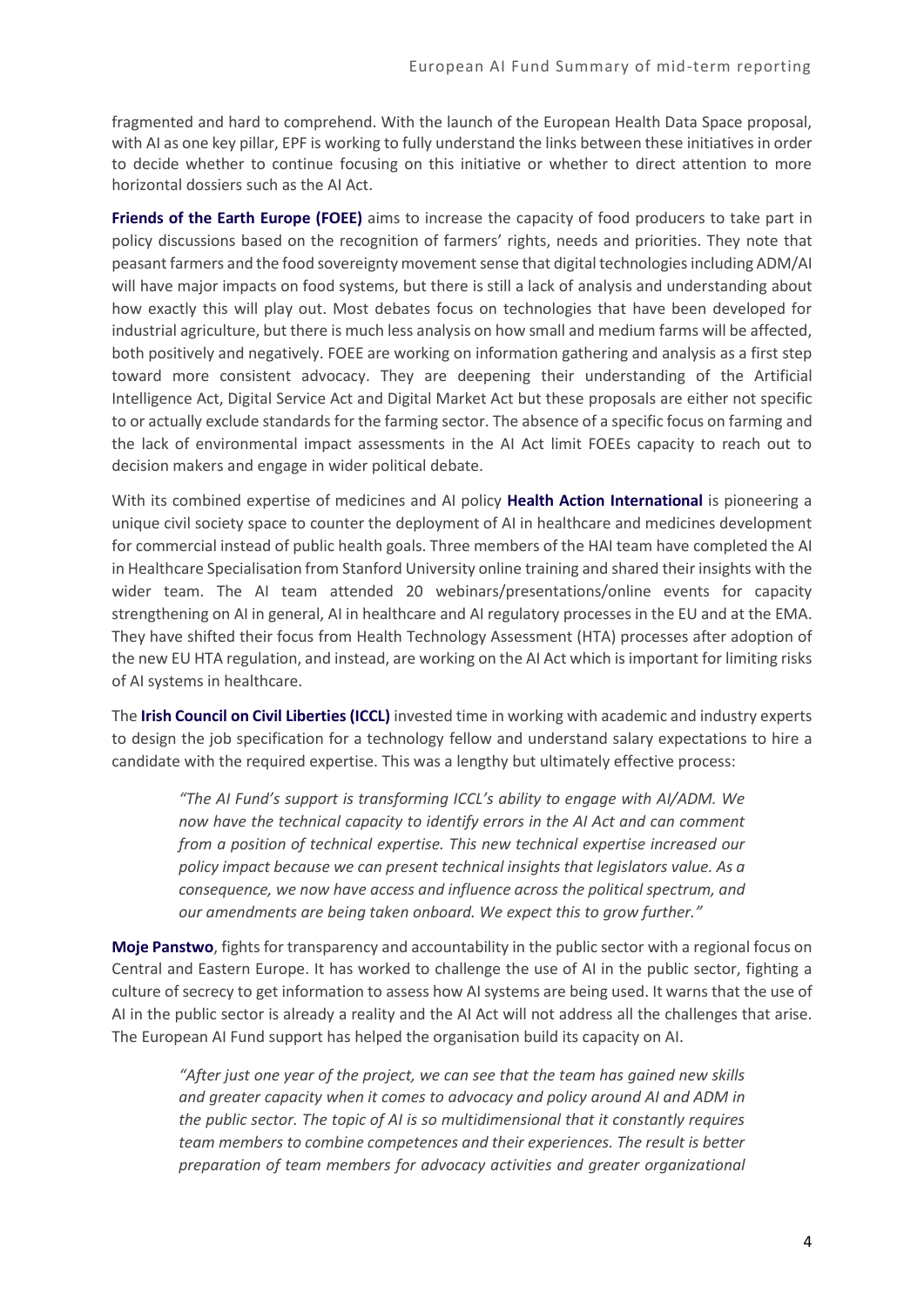fragmented and hard to comprehend. With the launch of the European Health Data Space proposal, with AI as one key pillar, EPF is working to fully understand the links between these initiatives in order to decide whether to continue focusing on this initiative or whether to direct attention to more horizontal dossiers such as the AI Act.

**Friends of the Earth Europe (FOEE)** aims to increase the capacity of food producers to take part in policy discussions based on the recognition of farmers' rights, needs and priorities. They note that peasant farmers and the food sovereignty movement sense that digital technologies including ADM/AI will have major impacts on food systems, but there is still a lack of analysis and understanding about how exactly this will play out. Most debates focus on technologies that have been developed for industrial agriculture, but there is much less analysis on how small and medium farms will be affected, both positively and negatively. FOEE are working on information gathering and analysis as a first step toward more consistent advocacy. They are deepening their understanding of the Artificial Intelligence Act, Digital Service Act and Digital Market Act but these proposals are either not specific to or actually exclude standards for the farming sector. The absence of a specific focus on farming and the lack of environmental impact assessments in the AI Act limit FOEEs capacity to reach out to decision makers and engage in wider political debate.

With its combined expertise of medicines and AI policy **Health Action International** is pioneering a unique civil society space to counter the deployment of AI in healthcare and medicines development for commercial instead of public health goals. Three members of the HAI team have completed the AI in Healthcare Specialisation from Stanford University online training and shared their insights with the wider team. The AI team attended 20 webinars/presentations/online events for capacity strengthening on AI in general, AI in healthcare and AI regulatory processes in the EU and at the EMA. They have shifted their focus from Health Technology Assessment (HTA) processes after adoption of the new EU HTA regulation, and instead, are working on the AI Act which is important for limiting risks of AI systems in healthcare.

The **Irish Council on Civil Liberties (ICCL)** invested time in working with academic and industry experts to design the job specification for a technology fellow and understand salary expectations to hire a candidate with the required expertise. This was a lengthy but ultimately effective process:

> *"The AI Fund's support is transforming ICCL's ability to engage with AI/ADM. We now have the technical capacity to identify errors in the AI Act and can comment from a position of technical expertise. This new technical expertise increased our policy impact because we can present technical insights that legislators value. As a consequence, we now have access and influence across the political spectrum, and our amendments are being taken onboard. We expect this to grow further."*

**Moje Panstwo**, fights for transparency and accountability in the public sector with a regional focus on Central and Eastern Europe. It has worked to challenge the use of AI in the public sector, fighting a culture of secrecy to get information to assess how AI systems are being used. It warns that the use of AI in the public sector is already a reality and the AI Act will not address all the challenges that arise. The European AI Fund support has helped the organisation build its capacity on AI.

> *"After just one year of the project, we can see that the team has gained new skills and greater capacity when it comes to advocacy and policy around AI and ADM in the public sector. The topic of AI is so multidimensional that it constantly requires team members to combine competences and their experiences. The result is better preparation of team members for advocacy activities and greater organizational*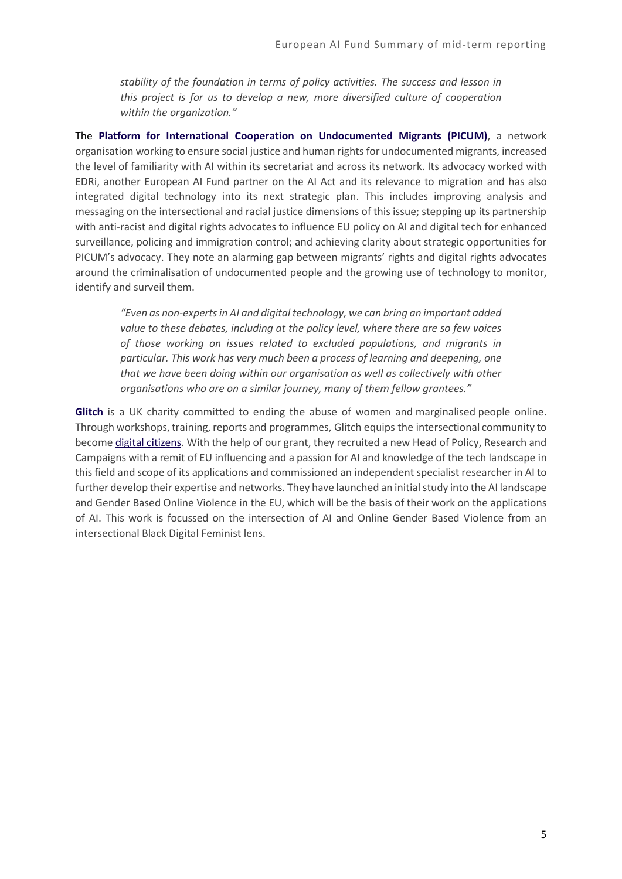> *stability of the foundation in terms of policy activities. The success and lesson in this project is for us to develop a new, more diversified culture of cooperation within the organization."*

The **Platform for International Cooperation on Undocumented Migrants (PICUM)**, a network organisation working to ensure social justice and human rights for undocumented migrants, increased the level of familiarity with AI within its secretariat and across its network. Its advocacy worked with EDRi, another European AI Fund partner on the AI Act and its relevance to migration and has also integrated digital technology into its next strategic plan. This includes improving analysis and messaging on the intersectional and racial justice dimensions of this issue; stepping up its partnership with anti-racist and digital rights advocates to influence EU policy on AI and digital tech for enhanced surveillance, policing and immigration control; and achieving clarity about strategic opportunities for PICUM's advocacy. They note an alarming gap between migrants' rights and digital rights advocates around the criminalisation of undocumented people and the growing use of technology to monitor, identify and surveil them.

> *"Even as non-experts in AI and digital technology, we can bring an important added value to these debates, including at the policy level, where there are so few voices of those working on issues related to excluded populations, and migrants in particular. This work has very much been a process of learning and deepening, one that we have been doing within our organisation as well as collectively with other organisations who are on a similar journey, many of them fellow grantees."*

**Glitch** is a UK charity committed to ending the abuse of women and marginalised people online. Through workshops, training, reports and programmes, Glitch equips the intersectional community to become digital citizens. With the help of our grant, they recruited a new Head of Policy, Research and Campaigns with a remit of EU influencing and a passion for AI and knowledge of the tech landscape in this field and scope of its applications and commissioned an independent specialist researcher in AI to further develop their expertise and networks. They have launched an initial study into the AI landscape and Gender Based Online Violence in the EU, which will be the basis of their work on the applications of AI. This work is focussed on the intersection of AI and Online Gender Based Violence from an intersectional Black Digital Feminist lens.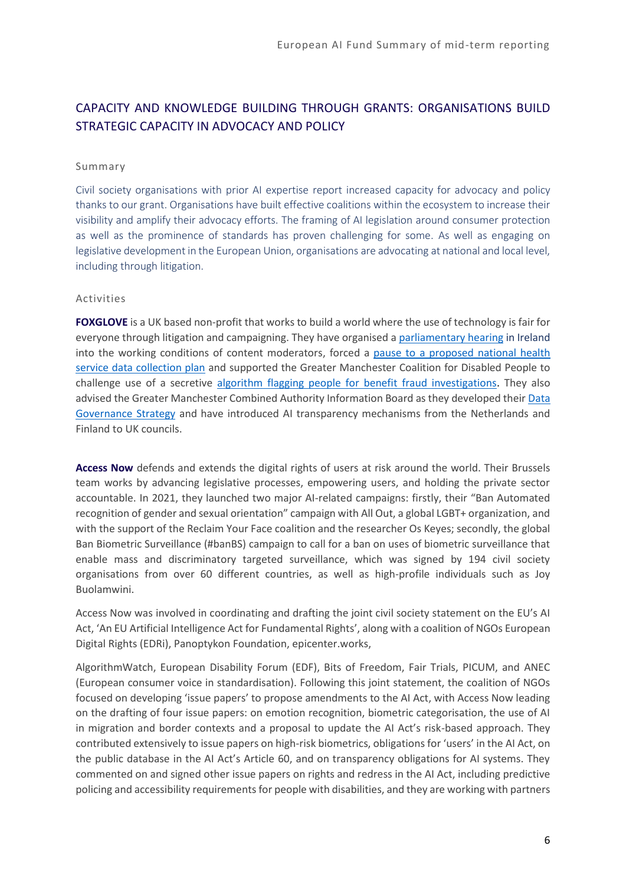## CAPACITY AND KNOWLEDGE BUILDING THROUGH GRANTS: ORGANISATIONS BUILD STRATEGIC CAPACITY IN ADVOCACY AND POLICY

### Summary

Civil society organisations with prior AI expertise report increased capacity for advocacy and policy thanks to our grant. Organisations have built effective coalitions within the ecosystem to increase their visibility and amplify their advocacy efforts. The framing of AI legislation around consumer protection as well as the prominence of standards has proven challenging for some. As well as engaging on legislative development in the European Union, organisations are advocating at national and local level, including through litigation.

### Activities

**FOXGLOVE** is a UK based non-profit that works to build a world where the use of technology is fair for everyone through litigation and campaigning. They have organised a parliamentary hearing in Ireland into the working conditions of content moderators, forced a pause to a proposed national health service data collection plan and supported the Greater Manchester Coalition for Disabled People to challenge use of a secretive algorithm flagging people for benefit fraud investigations. They also advised the Greater Manchester Combined Authority Information Board as they developed their Data Governance Strategy and have introduced AI transparency mechanisms from the Netherlands and Finland to UK councils.

**Access Now** defends and extends the digital rights of users at risk around the world. Their Brussels team works by advancing legislative processes, empowering users, and holding the private sector accountable. In 2021, they launched two major AI-related campaigns: firstly, their "Ban Automated recognition of gender and sexual orientation" campaign with All Out, a global LGBT+ organization, and with the support of the Reclaim Your Face coalition and the researcher Os Keyes; secondly, the global Ban Biometric Surveillance (#banBS) campaign to call for a ban on uses of biometric surveillance that enable mass and discriminatory targeted surveillance, which was signed by 194 civil society organisations from over 60 different countries, as well as high-profile individuals such as Joy Buolamwini.

Access Now was involved in coordinating and drafting the joint civil society statement on the EU's AI Act, 'An EU Artificial Intelligence Act for Fundamental Rights', along with a coalition of NGOs European Digital Rights (EDRi), Panoptykon Foundation, epicenter.works,

AlgorithmWatch, European Disability Forum (EDF), Bits of Freedom, Fair Trials, PICUM, and ANEC (European consumer voice in standardisation). Following this joint statement, the coalition of NGOs focused on developing 'issue papers' to propose amendments to the AI Act, with Access Now leading on the drafting of four issue papers: on emotion recognition, biometric categorisation, the use of AI in migration and border contexts and a proposal to update the AI Act's risk-based approach. They contributed extensively to issue papers on high-risk biometrics, obligations for 'users' in the AI Act, on the public database in the AI Act's Article 60, and on transparency obligations for AI systems. They commented on and signed other issue papers on rights and redress in the AI Act, including predictive policing and accessibility requirements for people with disabilities, and they are working with partners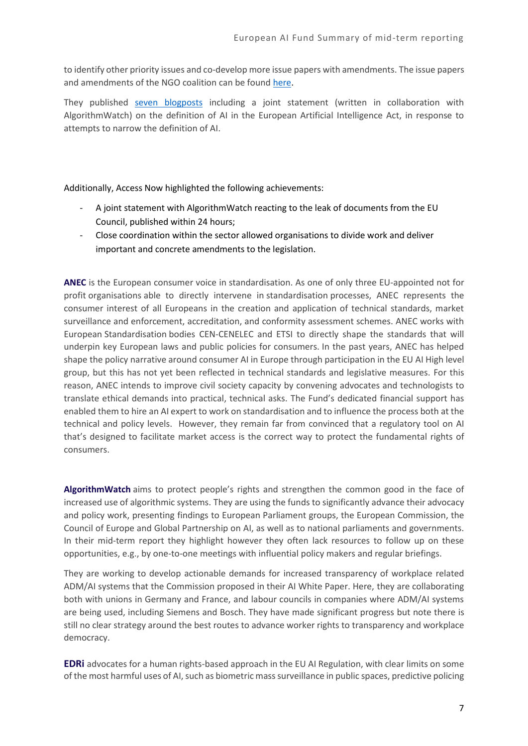to identify other priority issues and co-develop more issue papers with amendments. The issue papers and amendments of the NGO coalition can be found here.

They published seven blogposts including a joint statement (written in collaboration with AlgorithmWatch) on the definition of AI in the European Artificial Intelligence Act, in response to attempts to narrow the definition of AI.

Additionally, Access Now highlighted the following achievements:

- A joint statement with AlgorithmWatch reacting to the leak of documents from the EU Council, published within 24 hours;
- Close coordination within the sector allowed organisations to divide work and deliver important and concrete amendments to the legislation.

**ANEC** is the European consumer voice in standardisation. As one of only three EU-appointed not for profit organisations able to directly intervene in standardisation processes, ANEC represents the consumer interest of all Europeans in the creation and application of technical standards, market surveillance and enforcement, accreditation, and conformity assessment schemes. ANEC works with European Standardisation bodies CEN-CENELEC and ETSI to directly shape the standards that will underpin key European laws and public policies for consumers. In the past years, ANEC has helped shape the policy narrative around consumer AI in Europe through participation in the EU AI High level group, but this has not yet been reflected in technical standards and legislative measures. For this reason, ANEC intends to improve civil society capacity by convening advocates and technologists to translate ethical demands into practical, technical asks. The Fund's dedicated financial support has enabled them to hire an AI expert to work on standardisation and to influence the process both at the technical and policy levels. However, they remain far from convinced that a regulatory tool on AI that's designed to facilitate market access is the correct way to protect the fundamental rights of consumers.

**AlgorithmWatch** aims to protect people's rights and strengthen the common good in the face of increased use of algorithmic systems. They are using the funds to significantly advance their advocacy and policy work, presenting findings to European Parliament groups, the European Commission, the Council of Europe and Global Partnership on AI, as well as to national parliaments and governments. In their mid-term report they highlight however they often lack resources to follow up on these opportunities, e.g., by one-to-one meetings with influential policy makers and regular briefings.

They are working to develop actionable demands for increased transparency of workplace related ADM/AI systems that the Commission proposed in their AI White Paper. Here, they are collaborating both with unions in Germany and France, and labour councils in companies where ADM/AI systems are being used, including Siemens and Bosch. They have made significant progress but note there is still no clear strategy around the best routes to advance worker rights to transparency and workplace democracy.

**EDRi** advocates for a human rights-based approach in the EU AI Regulation, with clear limits on some of the most harmful uses of AI, such as biometric mass surveillance in public spaces, predictive policing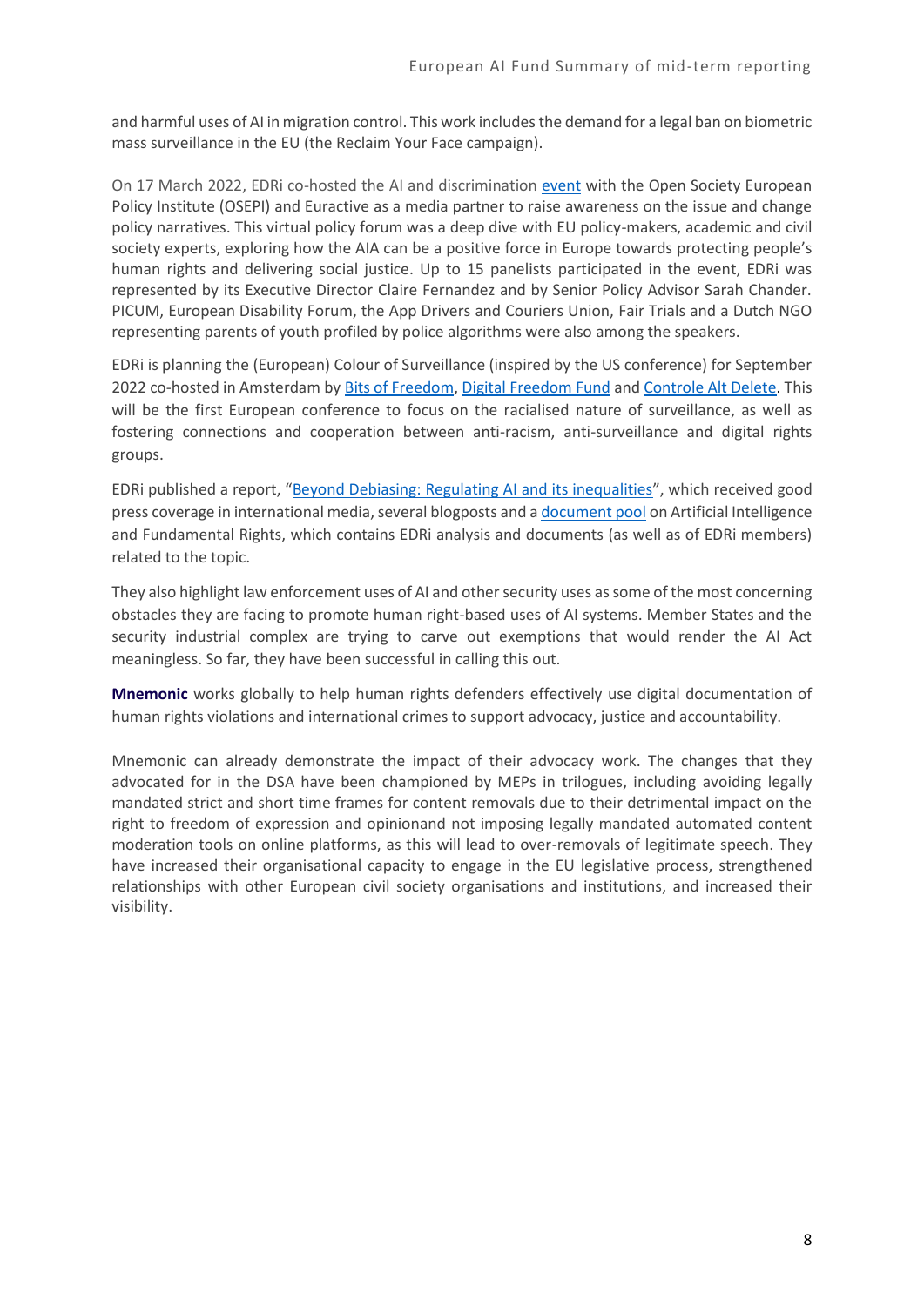and harmful uses of AI in migration control. This work includes the demand for a legal ban on biometric mass surveillance in the EU (the Reclaim Your Face campaign).

On 17 March 2022, EDRi co-hosted the AI and discrimination event with the Open Society European Policy Institute (OSEPI) and Euractive as a media partner to raise awareness on the issue and change policy narratives. This virtual policy forum was a deep dive with EU policy-makers, academic and civil society experts, exploring how the AIA can be a positive force in Europe towards protecting people's human rights and delivering social justice. Up to 15 panelists participated in the event, EDRi was represented by its Executive Director Claire Fernandez and by Senior Policy Advisor Sarah Chander. PICUM, European Disability Forum, the App Drivers and Couriers Union, Fair Trials and a Dutch NGO representing parents of youth profiled by police algorithms were also among the speakers.

EDRi is planning the (European) Colour of Surveillance (inspired by the US conference) for September 2022 co-hosted in Amsterdam by Bits of Freedom, Digital Freedom Fund and Controle Alt Delete. This will be the first European conference to focus on the racialised nature of surveillance, as well as fostering connections and cooperation between anti-racism, anti-surveillance and digital rights groups.

EDRi published a report, "Beyond Debiasing: Regulating AI and its inequalities", which received good press coverage in international media, several blogposts and a document pool on Artificial Intelligence and Fundamental Rights, which contains EDRi analysis and documents (as well as of EDRi members) related to the topic.

They also highlight law enforcement uses of AI and other security uses as some of the most concerning obstacles they are facing to promote human right-based uses of AI systems. Member States and the security industrial complex are trying to carve out exemptions that would render the AI Act meaningless. So far, they have been successful in calling this out.

**Mnemonic** works globally to help human rights defenders effectively use digital documentation of human rights violations and international crimes to support advocacy, justice and accountability.

Mnemonic can already demonstrate the impact of their advocacy work. The changes that they advocated for in the DSA have been championed by MEPs in trilogues, including avoiding legally mandated strict and short time frames for content removals due to their detrimental impact on the right to freedom of expression and opinionand not imposing legally mandated automated content moderation tools on online platforms, as this will lead to over-removals of legitimate speech. They have increased their organisational capacity to engage in the EU legislative process, strengthened relationships with other European civil society organisations and institutions, and increased their visibility.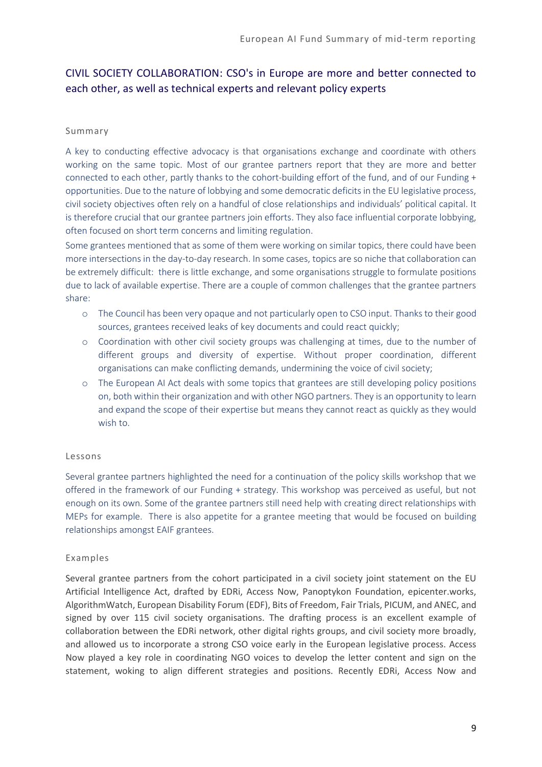## CIVIL SOCIETY COLLABORATION: CSO's in Europe are more and better connected to each other, as well as technical experts and relevant policy experts

### Summary

A key to conducting effective advocacy is that organisations exchange and coordinate with others working on the same topic. Most of our grantee partners report that they are more and better connected to each other, partly thanks to the cohort-building effort of the fund, and of our Funding + opportunities. Due to the nature of lobbying and some democratic deficits in the EU legislative process, civil society objectives often rely on a handful of close relationships and individuals' political capital. It is therefore crucial that our grantee partners join efforts. They also face influential corporate lobbying, often focused on short term concerns and limiting regulation.

Some grantees mentioned that as some of them were working on similar topics, there could have been more intersections in the day-to-day research. In some cases, topics are so niche that collaboration can be extremely difficult: there is little exchange, and some organisations struggle to formulate positions due to lack of available expertise. There are a couple of common challenges that the grantee partners share:

- The Council has been very opaque and not particularly open to CSO input. Thanks to their good sources, grantees received leaks of key documents and could react quickly;
- Coordination with other civil society groups was challenging at times, due to the number of different groups and diversity of expertise. Without proper coordination, different organisations can make conflicting demands, undermining the voice of civil society;
- The European AI Act deals with some topics that grantees are still developing policy positions on, both within their organization and with other NGO partners. They is an opportunity to learn and expand the scope of their expertise but means they cannot react as quickly as they would wish to.

### Lessons

Several grantee partners highlighted the need for a continuation of the policy skills workshop that we offered in the framework of our Funding + strategy. This workshop was perceived as useful, but not enough on its own. Some of the grantee partners still need help with creating direct relationships with MEPs for example. There is also appetite for a grantee meeting that would be focused on building relationships amongst EAIF grantees.

### Examples

Several grantee partners from the cohort participated in a civil society joint statement on the EU Artificial Intelligence Act, drafted by EDRi, Access Now, Panoptykon Foundation, epicenter.works, AlgorithmWatch, European Disability Forum (EDF), Bits of Freedom, Fair Trials, PICUM, and ANEC, and signed by over 115 civil society organisations. The drafting process is an excellent example of collaboration between the EDRi network, other digital rights groups, and civil society more broadly, and allowed us to incorporate a strong CSO voice early in the European legislative process. Access Now played a key role in coordinating NGO voices to develop the letter content and sign on the statement, woking to align different strategies and positions. Recently EDRi, Access Now and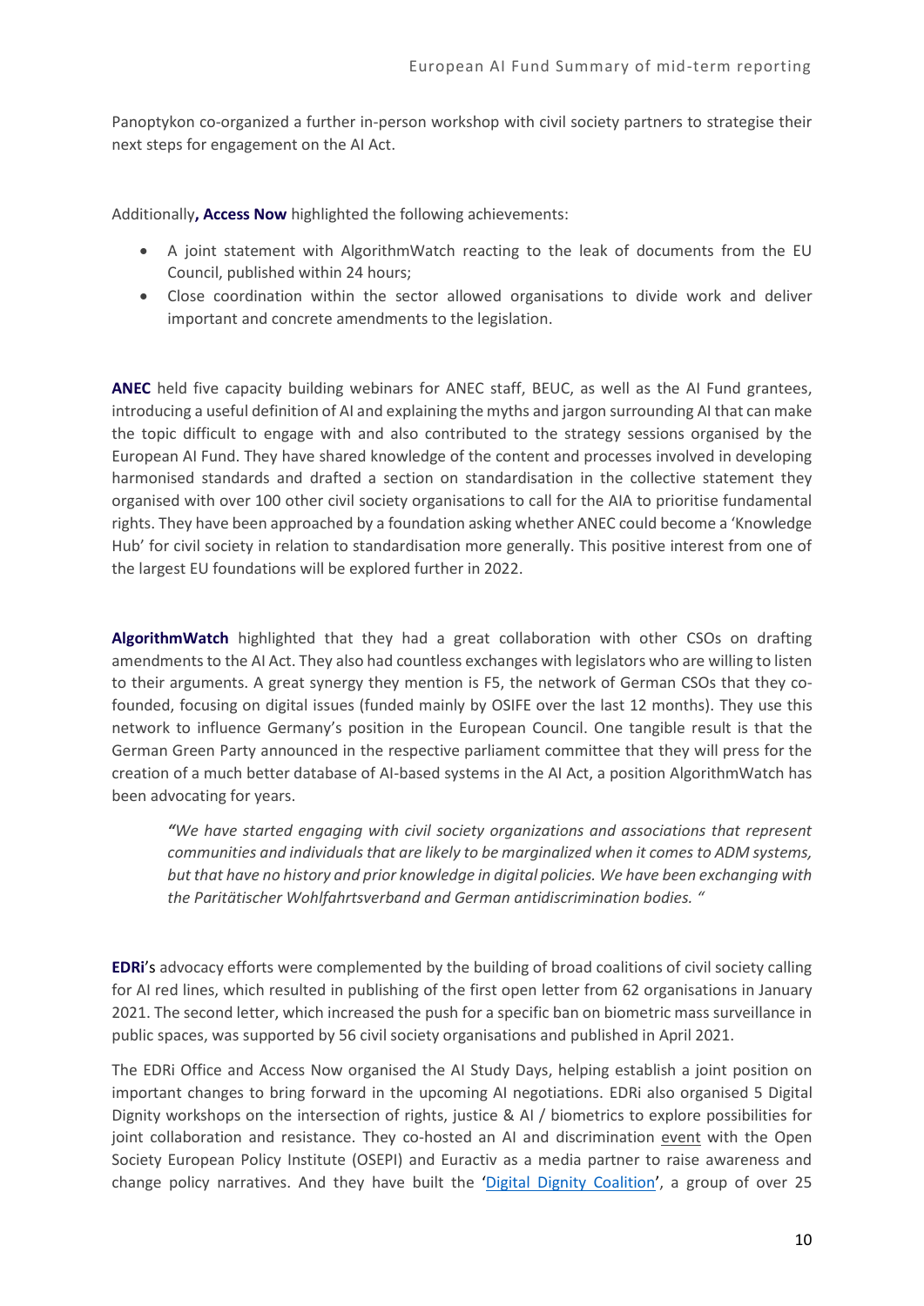Panoptykon co-organized a further in-person workshop with civil society partners to strategise their next steps for engagement on the AI Act.

Additionally**, Access Now** highlighted the following achievements:

- A joint statement with AlgorithmWatch reacting to the leak of documents from the EU Council, published within 24 hours;
- Close coordination within the sector allowed organisations to divide work and deliver important and concrete amendments to the legislation.

**ANEC** held five capacity building webinars for ANEC staff, BEUC, as well as the AI Fund grantees, introducing a useful definition of AI and explaining the myths and jargon surrounding AI that can make the topic difficult to engage with and also contributed to the strategy sessions organised by the European AI Fund. They have shared knowledge of the content and processes involved in developing harmonised standards and drafted a section on standardisation in the collective statement they organised with over 100 other civil society organisations to call for the AIA to prioritise fundamental rights. They have been approached by a foundation asking whether ANEC could become a 'Knowledge Hub' for civil society in relation to standardisation more generally. This positive interest from one of the largest EU foundations will be explored further in 2022.

**AlgorithmWatch** highlighted that they had a great collaboration with other CSOs on drafting amendments to the AI Act. They also had countless exchanges with legislators who are willing to listen to their arguments. A great synergy they mention is F5, the network of German CSOs that they co-founded, focusing on digital issues (funded mainly by OSIFE over the last 12 months). They use this network to influence Germany's position in the European Council. One tangible result is that the German Green Party announced in the respective parliament committee that they will press for the creation of a much better database of AI-based systems in the AI Act, a position AlgorithmWatch has been advocating for years.

> *"We have started engaging with civil society organizations and associations that represent communities and individuals that are likely to be marginalized when it comes to ADM systems, but that have no history and prior knowledge in digital policies. We have been exchanging with the Paritätischer Wohlfahrtsverband and German antidiscrimination bodies. "*

**EDRi**'s advocacy efforts were complemented by the building of broad coalitions of civil society calling for AI red lines, which resulted in publishing of the first open letter from 62 organisations in January 2021. The second letter, which increased the push for a specific ban on biometric mass surveillance in public spaces, was supported by 56 civil society organisations and published in April 2021.

The EDRi Office and Access Now organised the AI Study Days, helping establish a joint position on important changes to bring forward in the upcoming AI negotiations. EDRi also organised 5 Digital Dignity workshops on the intersection of rights, justice & AI / biometrics to explore possibilities for joint collaboration and resistance. They co-hosted an AI and discrimination event with the Open Society European Policy Institute (OSEPI) and Euractiv as a media partner to raise awareness and change policy narratives. And they have built the 'Digital Dignity Coalition', a group of over 25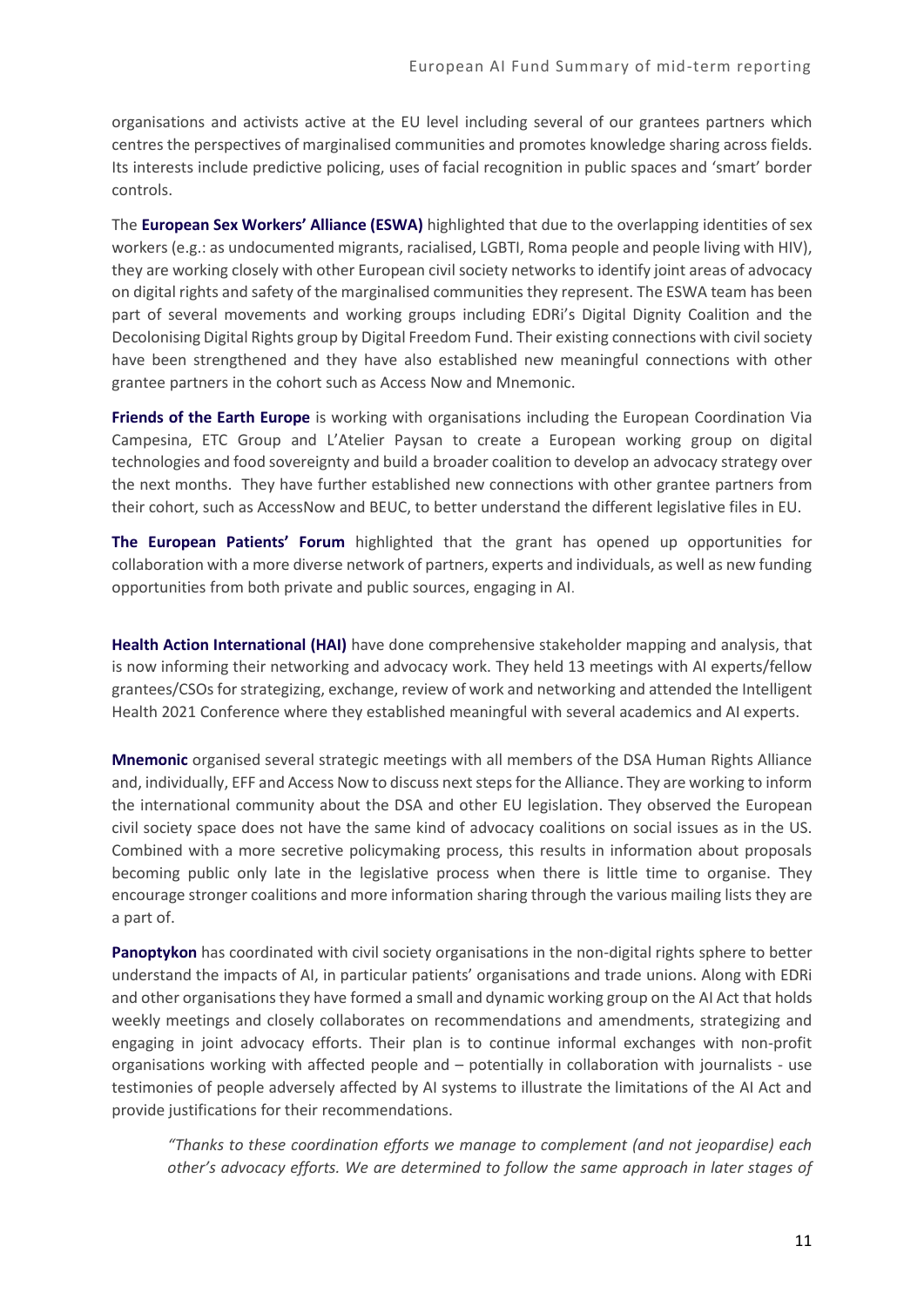organisations and activists active at the EU level including several of our grantees partners which centres the perspectives of marginalised communities and promotes knowledge sharing across fields. Its interests include predictive policing, uses of facial recognition in public spaces and 'smart' border controls.

The **European Sex Workers' Alliance (ESWA)** highlighted that due to the overlapping identities of sex workers (e.g.: as undocumented migrants, racialised, LGBTI, Roma people and people living with HIV), they are working closely with other European civil society networks to identify joint areas of advocacy on digital rights and safety of the marginalised communities they represent. The ESWA team has been part of several movements and working groups including EDRi's Digital Dignity Coalition and the Decolonising Digital Rights group by Digital Freedom Fund. Their existing connections with civil society have been strengthened and they have also established new meaningful connections with other grantee partners in the cohort such as Access Now and Mnemonic.

**Friends of the Earth Europe** is working with organisations including the European Coordination Via Campesina, ETC Group and L'Atelier Paysan to create a European working group on digital technologies and food sovereignty and build a broader coalition to develop an advocacy strategy over the next months. They have further established new connections with other grantee partners from their cohort, such as AccessNow and BEUC, to better understand the different legislative files in EU.

**The European Patients' Forum** highlighted that the grant has opened up opportunities for collaboration with a more diverse network of partners, experts and individuals, as well as new funding opportunities from both private and public sources, engaging in AI.

**Health Action International (HAI)** have done comprehensive stakeholder mapping and analysis, that is now informing their networking and advocacy work. They held 13 meetings with AI experts/fellow grantees/CSOs for strategizing, exchange, review of work and networking and attended the Intelligent Health 2021 Conference where they established meaningful with several academics and AI experts.

**Mnemonic** organised several strategic meetings with all members of the DSA Human Rights Alliance and, individually, EFF and Access Now to discuss next steps for the Alliance. They are working to inform the international community about the DSA and other EU legislation. They observed the European civil society space does not have the same kind of advocacy coalitions on social issues as in the US. Combined with a more secretive policymaking process, this results in information about proposals becoming public only late in the legislative process when there is little time to organise. They encourage stronger coalitions and more information sharing through the various mailing lists they are a part of.

**Panoptykon** has coordinated with civil society organisations in the non-digital rights sphere to better understand the impacts of AI, in particular patients' organisations and trade unions. Along with EDRi and other organisations they have formed a small and dynamic working group on the AI Act that holds weekly meetings and closely collaborates on recommendations and amendments, strategizing and engaging in joint advocacy efforts. Their plan is to continue informal exchanges with non-profit organisations working with affected people and – potentially in collaboration with journalists - use testimonies of people adversely affected by AI systems to illustrate the limitations of the AI Act and provide justifications for their recommendations.

> *"Thanks to these coordination efforts we manage to complement (and not jeopardise) each other's advocacy efforts. We are determined to follow the same approach in later stages of*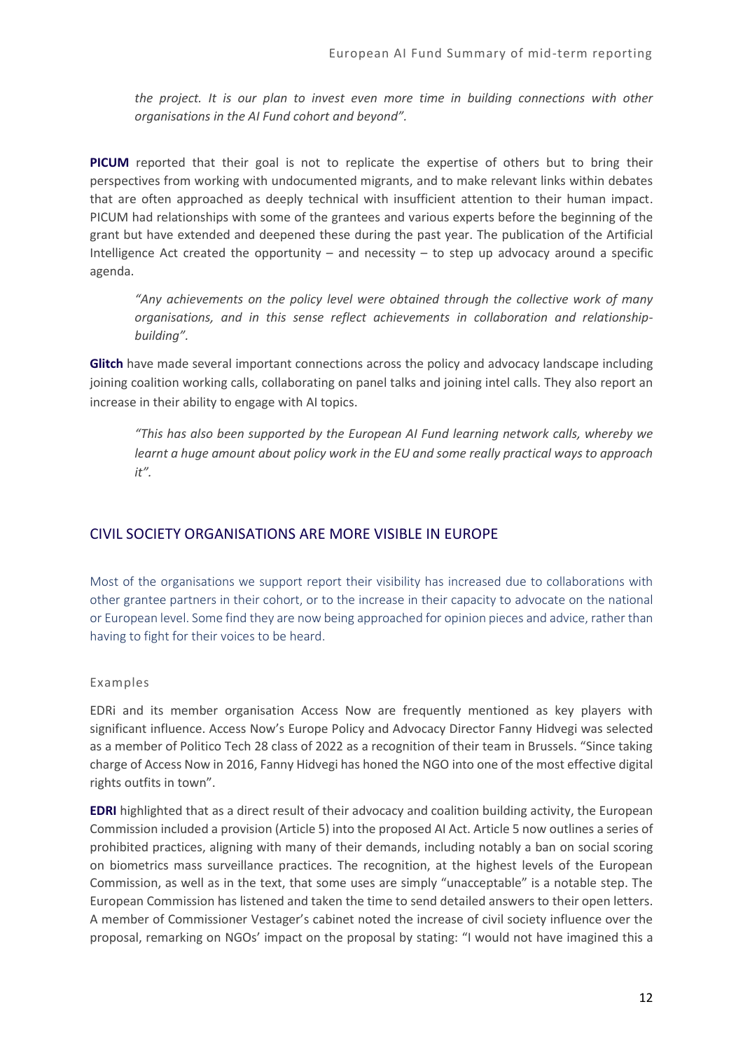*the project. It is our plan to invest even more time in building connections with other organisations in the AI Fund cohort and beyond".*

**PICUM** reported that their goal is not to replicate the expertise of others but to bring their perspectives from working with undocumented migrants, and to make relevant links within debates that are often approached as deeply technical with insufficient attention to their human impact. PICUM had relationships with some of the grantees and various experts before the beginning of the grant but have extended and deepened these during the past year. The publication of the Artificial Intelligence Act created the opportunity – and necessity – to step up advocacy around a specific agenda.

> *"Any achievements on the policy level were obtained through the collective work of many organisations, and in this sense reflect achievements in collaboration and relationship-building".*

**Glitch** have made several important connections across the policy and advocacy landscape including joining coalition working calls, collaborating on panel talks and joining intel calls. They also report an increase in their ability to engage with AI topics.

> *"This has also been supported by the European AI Fund learning network calls, whereby we learnt a huge amount about policy work in the EU and some really practical ways to approach it".*

## CIVIL SOCIETY ORGANISATIONS ARE MORE VISIBLE IN EUROPE

Most of the organisations we support report their visibility has increased due to collaborations with other grantee partners in their cohort, or to the increase in their capacity to advocate on the national or European level. Some find they are now being approached for opinion pieces and advice, rather than having to fight for their voices to be heard.

### Examples

EDRi and its member organisation Access Now are frequently mentioned as key players with significant influence. Access Now's Europe Policy and Advocacy Director Fanny Hidvegi was selected as a member of Politico Tech 28 class of 2022 as a recognition of their team in Brussels. "Since taking charge of Access Now in 2016, Fanny Hidvegi has honed the NGO into one of the most effective digital rights outfits in town".

**EDRI** highlighted that as a direct result of their advocacy and coalition building activity, the European Commission included a provision (Article 5) into the proposed AI Act. Article 5 now outlines a series of prohibited practices, aligning with many of their demands, including notably a ban on social scoring on biometrics mass surveillance practices. The recognition, at the highest levels of the European Commission, as well as in the text, that some uses are simply "unacceptable" is a notable step. The European Commission has listened and taken the time to send detailed answers to their open letters. A member of Commissioner Vestager's cabinet noted the increase of civil society influence over the proposal, remarking on NGOs' impact on the proposal by stating: "I would not have imagined this a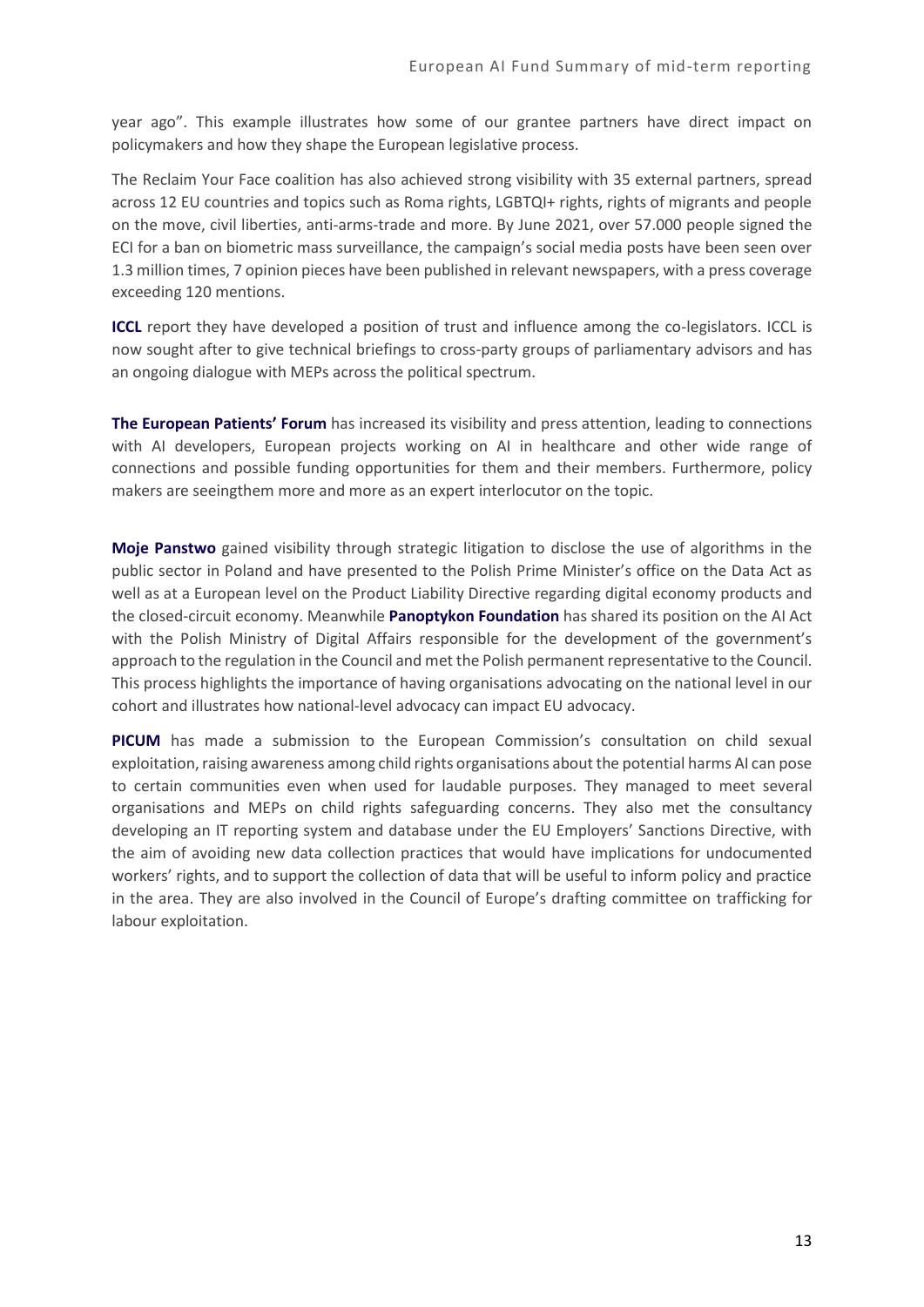year ago". This example illustrates how some of our grantee partners have direct impact on policymakers and how they shape the European legislative process.

The Reclaim Your Face coalition has also achieved strong visibility with 35 external partners, spread across 12 EU countries and topics such as Roma rights, LGBTQI+ rights, rights of migrants and people on the move, civil liberties, anti-arms-trade and more. By June 2021, over 57.000 people signed the ECI for a ban on biometric mass surveillance, the campaign's social media posts have been seen over 1.3 million times, 7 opinion pieces have been published in relevant newspapers, with a press coverage exceeding 120 mentions.

**ICCL** report they have developed a position of trust and influence among the co-legislators. ICCL is now sought after to give technical briefings to cross-party groups of parliamentary advisors and has an ongoing dialogue with MEPs across the political spectrum.

**The European Patients' Forum** has increased its visibility and press attention, leading to connections with AI developers, European projects working on AI in healthcare and other wide range of connections and possible funding opportunities for them and their members. Furthermore, policy makers are seeingthem more and more as an expert interlocutor on the topic.

**Moje Panstwo** gained visibility through strategic litigation to disclose the use of algorithms in the public sector in Poland and have presented to the Polish Prime Minister's office on the Data Act as well as at a European level on the Product Liability Directive regarding digital economy products and the closed-circuit economy. Meanwhile **Panoptykon Foundation** has shared its position on the AI Act with the Polish Ministry of Digital Affairs responsible for the development of the government's approach to the regulation in the Council and met the Polish permanent representative to the Council. This process highlights the importance of having organisations advocating on the national level in our cohort and illustrates how national-level advocacy can impact EU advocacy.

**PICUM** has made a submission to the European Commission's consultation on child sexual exploitation, raising awareness among child rights organisations about the potential harms AI can pose to certain communities even when used for laudable purposes. They managed to meet several organisations and MEPs on child rights safeguarding concerns. They also met the consultancy developing an IT reporting system and database under the EU Employers' Sanctions Directive, with the aim of avoiding new data collection practices that would have implications for undocumented workers' rights, and to support the collection of data that will be useful to inform policy and practice in the area. They are also involved in the Council of Europe's drafting committee on trafficking for labour exploitation.